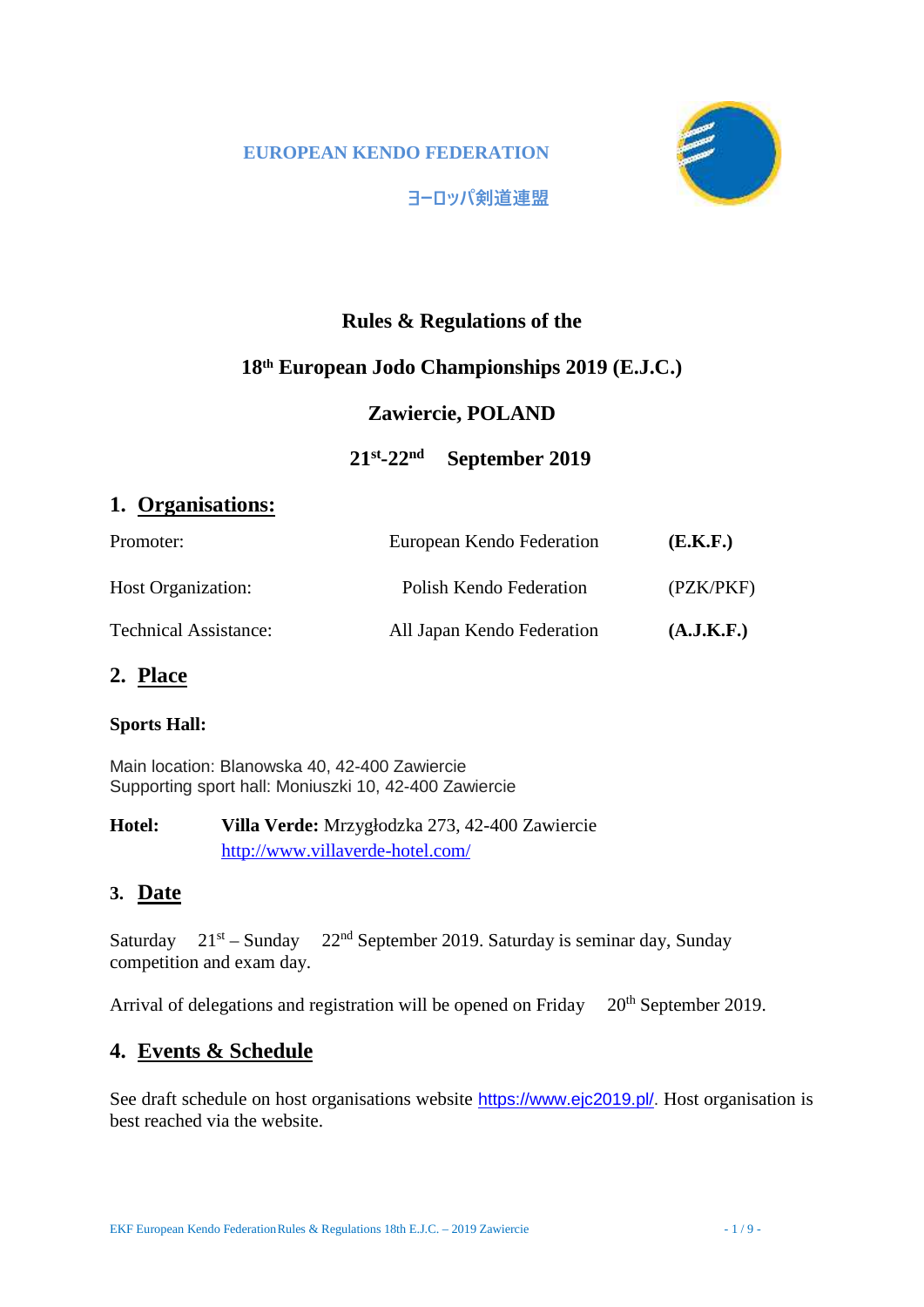EUROPEAN KENDO FEDERATION

ヨーロッパ剣道連盟

**Rules & Regulations of the**

**18th European Jodo Championships 2019 (E.J.C.)**

**Zawiercie, POLAND**

**21st-22nd September 2019**

## 1. Organisations:

| | | |
|---|---|---|
| Promoter: | European Kendo Federation | **(E.K.F.)** |
| Host Organization: | Polish Kendo Federation | (PZK/PKF) |
| Technical Assistance: | All Japan Kendo Federation | **(A.J.K.F.)** |

## 2. Place

**Sports Hall:**

Main location: Blanowska 40, 42-400 Zawiercie
Supporting sport hall: Moniuszki 10, 42-400 Zawiercie

**Hotel:** **Villa Verde:** Mrzygłodzka 273, 42-400 Zawiercie
http://www.villaverde-hotel.com/

## 3. Date

Saturday 21st – Sunday 22nd September 2019. Saturday is seminar day, Sunday competition and exam day.

Arrival of delegations and registration will be opened on Friday 20th September 2019.

## 4. Events & Schedule

See draft schedule on host organisations website https://www.ejc2019.pl/. Host organisation is best reached via the website.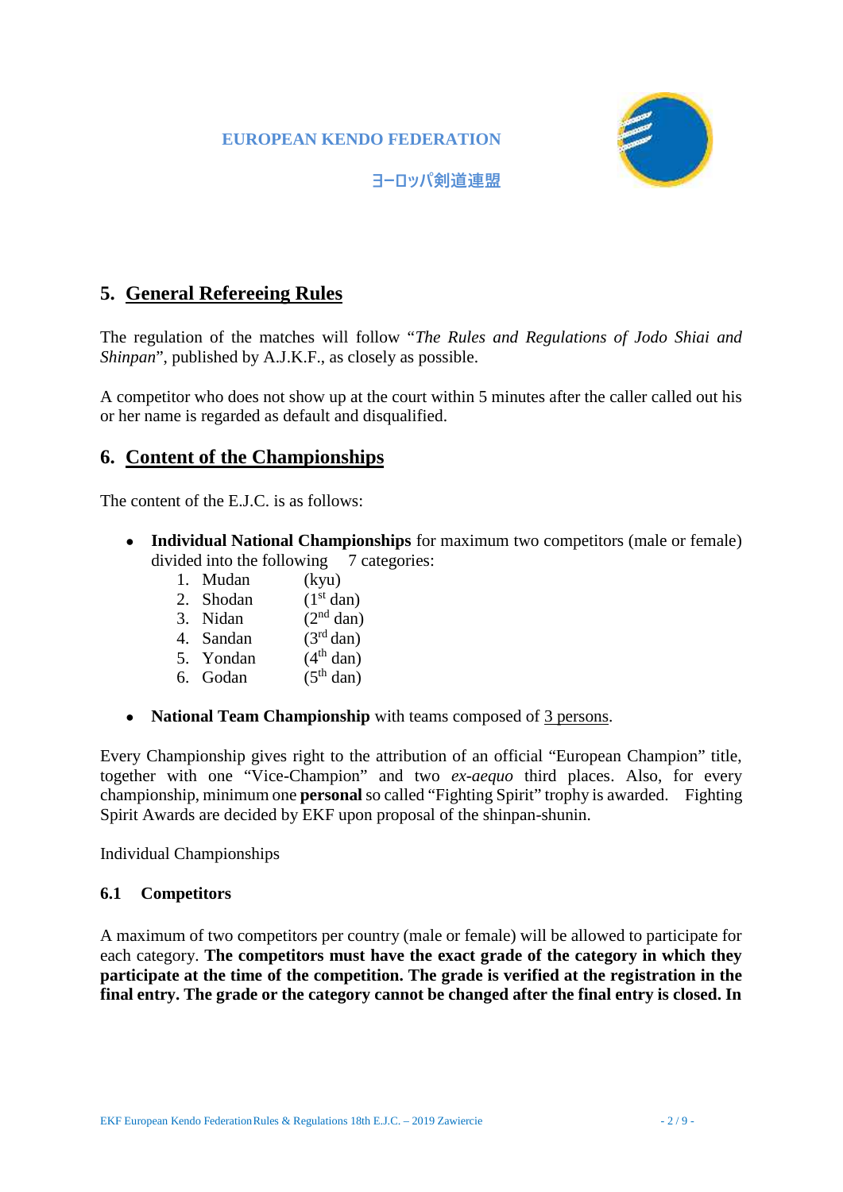EUROPEAN KENDO FEDERATION

ヨーロッパ剣道連盟

## 5. General Refereeing Rules

The regulation of the matches will follow "*The Rules and Regulations of Jodo Shiai and Shinpan*", published by A.J.K.F., as closely as possible.

A competitor who does not show up at the court within 5 minutes after the caller called out his or her name is regarded as default and disqualified.

## 6. Content of the Championships

The content of the E.J.C. is as follows:

- **Individual National Championships** for maximum two competitors (male or female) divided into the following 7 categories:
  1. Mudan (kyu)
  2. Shodan (1st dan)
  3. Nidan (2nd dan)
  4. Sandan (3rd dan)
  5. Yondan (4th dan)
  6. Godan (5th dan)

- **National Team Championship** with teams composed of 3 persons.

Every Championship gives right to the attribution of an official "European Champion" title, together with one "Vice-Champion" and two *ex-aequo* third places. Also, for every championship, minimum one **personal** so called "Fighting Spirit" trophy is awarded. Fighting Spirit Awards are decided by EKF upon proposal of the shinpan-shunin.

Individual Championships

### 6.1 Competitors

A maximum of two competitors per country (male or female) will be allowed to participate for each category. **The competitors must have the exact grade of the category in which they participate at the time of the competition. The grade is verified at the registration in the final entry. The grade or the category cannot be changed after the final entry is closed. In**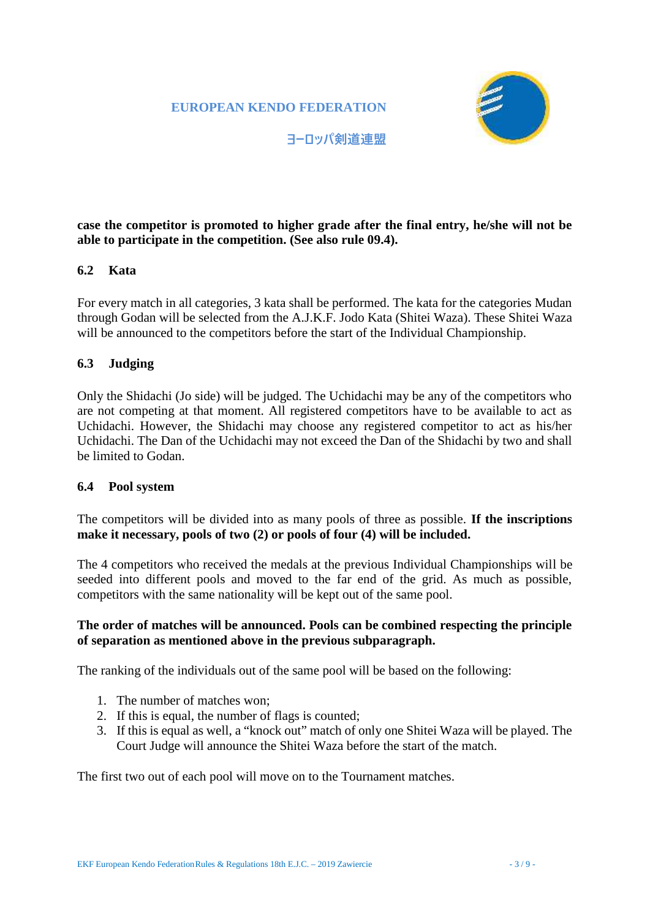**case the competitor is promoted to higher grade after the final entry, he/she will not be able to participate in the competition. (See also rule 09.4).**

### 6.2 Kata

For every match in all categories, 3 kata shall be performed. The kata for the categories Mudan through Godan will be selected from the A.J.K.F. Jodo Kata (Shitei Waza). These Shitei Waza will be announced to the competitors before the start of the Individual Championship.

### 6.3 Judging

Only the Shidachi (Jo side) will be judged. The Uchidachi may be any of the competitors who are not competing at that moment. All registered competitors have to be available to act as Uchidachi. However, the Shidachi may choose any registered competitor to act as his/her Uchidachi. The Dan of the Uchidachi may not exceed the Dan of the Shidachi by two and shall be limited to Godan.

### 6.4 Pool system

The competitors will be divided into as many pools of three as possible. **If the inscriptions make it necessary, pools of two (2) or pools of four (4) will be included.**

The 4 competitors who received the medals at the previous Individual Championships will be seeded into different pools and moved to the far end of the grid. As much as possible, competitors with the same nationality will be kept out of the same pool.

**The order of matches will be announced. Pools can be combined respecting the principle of separation as mentioned above in the previous subparagraph.**

The ranking of the individuals out of the same pool will be based on the following:

1. The number of matches won;
2. If this is equal, the number of flags is counted;
3. If this is equal as well, a "knock out" match of only one Shitei Waza will be played. The Court Judge will announce the Shitei Waza before the start of the match.

The first two out of each pool will move on to the Tournament matches.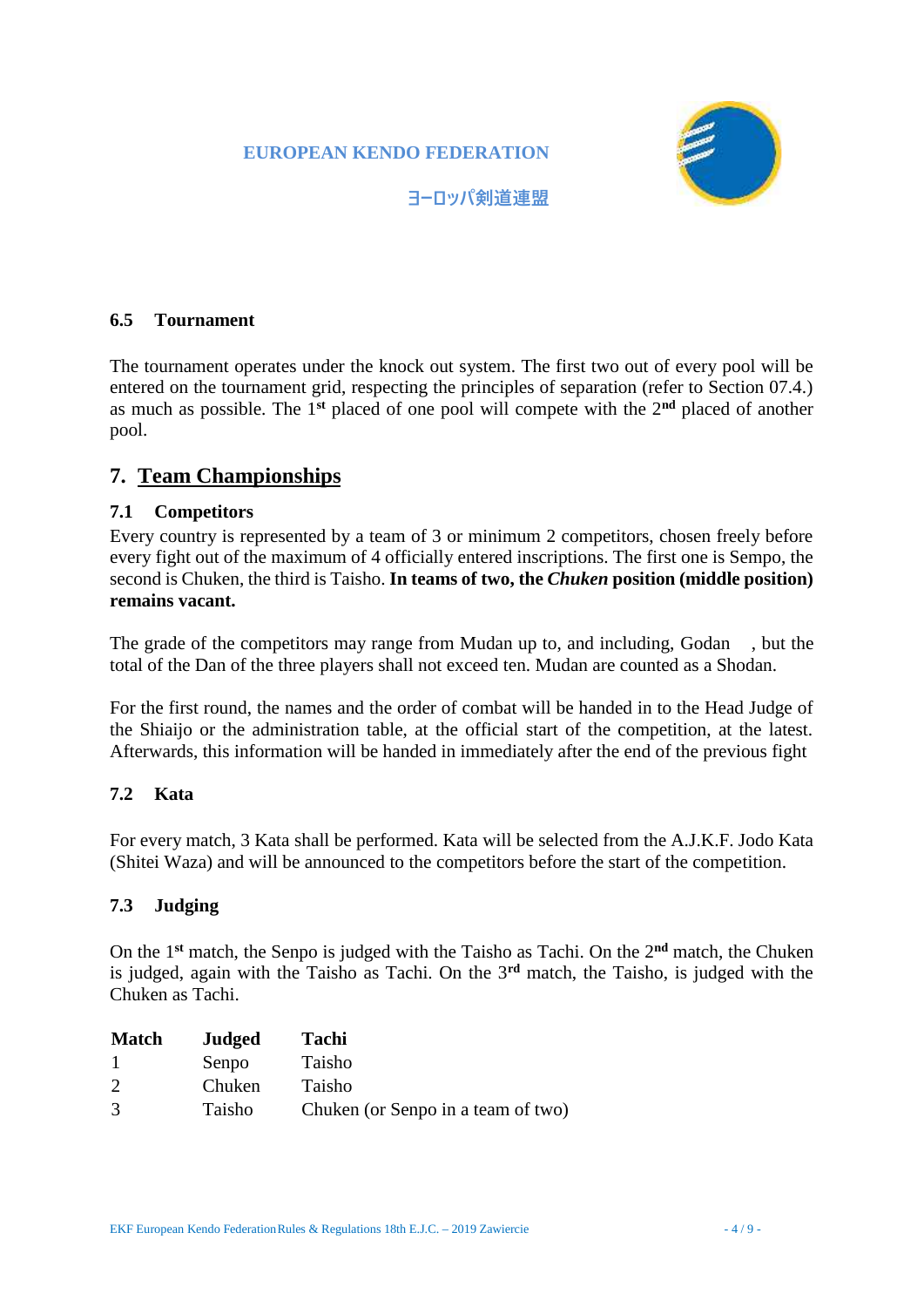### 6.5 Tournament

The tournament operates under the knock out system. The first two out of every pool will be entered on the tournament grid, respecting the principles of separation (refer to Section 07.4.) as much as possible. The 1st placed of one pool will compete with the 2nd placed of another pool.

## 7. Team Championships

### 7.1 Competitors

Every country is represented by a team of 3 or minimum 2 competitors, chosen freely before every fight out of the maximum of 4 officially entered inscriptions. The first one is Sempo, the second is Chuken, the third is Taisho. **In teams of two, the *Chuken* position (middle position) remains vacant.**

The grade of the competitors may range from Mudan up to, and including, Godan , but the total of the Dan of the three players shall not exceed ten. Mudan are counted as a Shodan.

For the first round, the names and the order of combat will be handed in to the Head Judge of the Shiaijo or the administration table, at the official start of the competition, at the latest. Afterwards, this information will be handed in immediately after the end of the previous fight

### 7.2 Kata

For every match, 3 Kata shall be performed. Kata will be selected from the A.J.K.F. Jodo Kata (Shitei Waza) and will be announced to the competitors before the start of the competition.

### 7.3 Judging

On the 1st match, the Senpo is judged with the Taisho as Tachi. On the 2nd match, the Chuken is judged, again with the Taisho as Tachi. On the 3rd match, the Taisho, is judged with the Chuken as Tachi.

| Match | Judged | Tachi |
|---|---|---|
| 1 | Senpo | Taisho |
| 2 | Chuken | Taisho |
| 3 | Taisho | Chuken (or Senpo in a team of two) |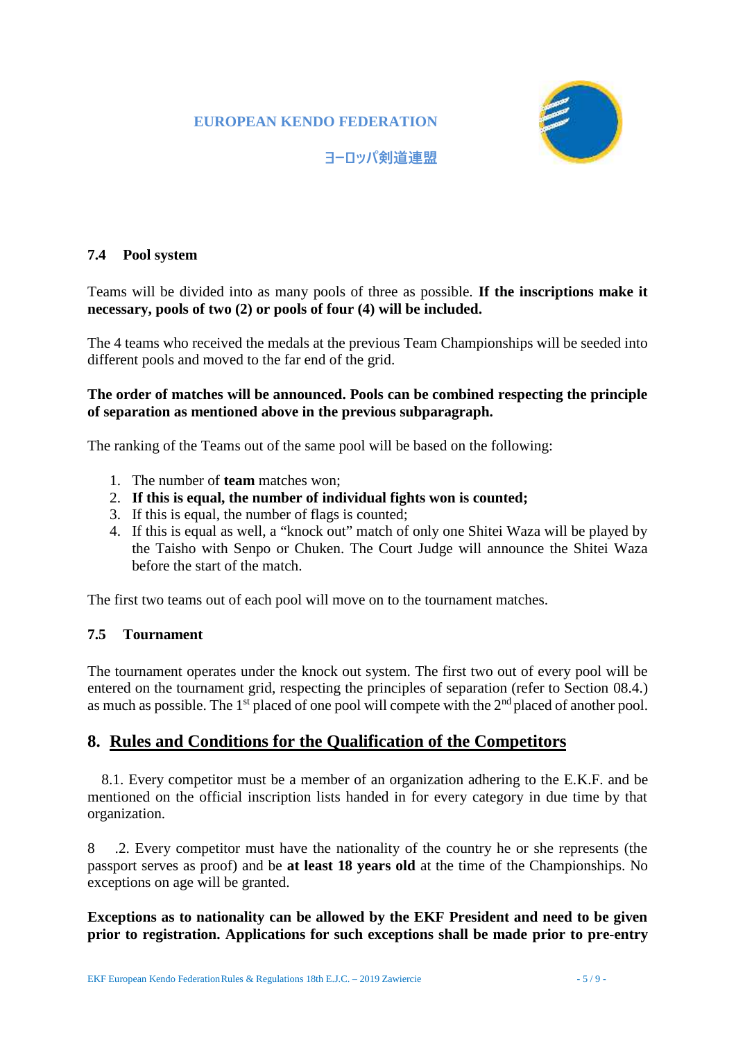### 7.4 Pool system

Teams will be divided into as many pools of three as possible. **If the inscriptions make it necessary, pools of two (2) or pools of four (4) will be included.**

The 4 teams who received the medals at the previous Team Championships will be seeded into different pools and moved to the far end of the grid.

**The order of matches will be announced. Pools can be combined respecting the principle of separation as mentioned above in the previous subparagraph.**

The ranking of the Teams out of the same pool will be based on the following:

1. The number of **team** matches won;
2. **If this is equal, the number of individual fights won is counted;**
3. If this is equal, the number of flags is counted;
4. If this is equal as well, a "knock out" match of only one Shitei Waza will be played by the Taisho with Senpo or Chuken. The Court Judge will announce the Shitei Waza before the start of the match.

The first two teams out of each pool will move on to the tournament matches.

### 7.5 Tournament

The tournament operates under the knock out system. The first two out of every pool will be entered on the tournament grid, respecting the principles of separation (refer to Section 08.4.) as much as possible. The 1st placed of one pool will compete with the 2nd placed of another pool.

## 8. Rules and Conditions for the Qualification of the Competitors

8.1. Every competitor must be a member of an organization adhering to the E.K.F. and be mentioned on the official inscription lists handed in for every category in due time by that organization.

8 .2. Every competitor must have the nationality of the country he or she represents (the passport serves as proof) and be **at least 18 years old** at the time of the Championships. No exceptions on age will be granted.

**Exceptions as to nationality can be allowed by the EKF President and need to be given prior to registration. Applications for such exceptions shall be made prior to pre-entry**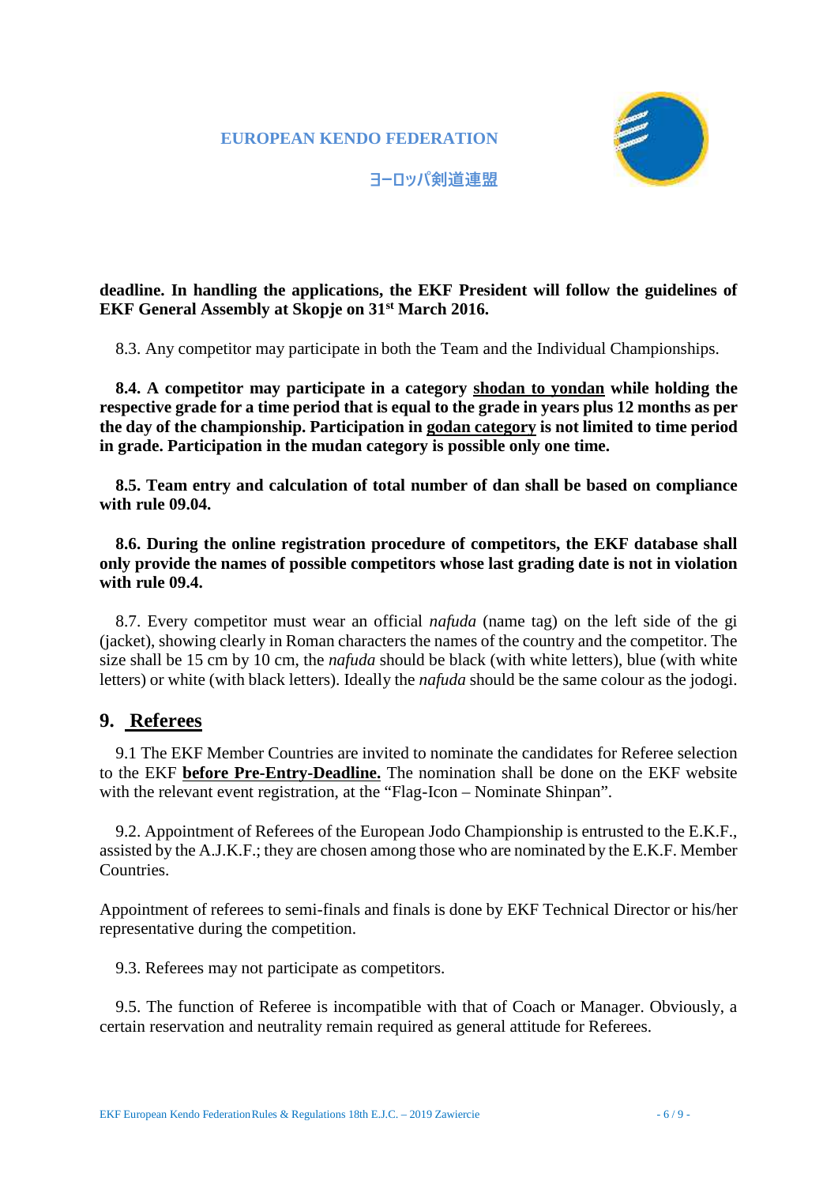**deadline. In handling the applications, the EKF President will follow the guidelines of EKF General Assembly at Skopje on 31st March 2016.**

8.3. Any competitor may participate in both the Team and the Individual Championships.

**8.4. A competitor may participate in a category <u>shodan to yondan</u> while holding the respective grade for a time period that is equal to the grade in years plus 12 months as per the day of the championship. Participation in <u>godan category</u> is not limited to time period in grade. Participation in the mudan category is possible only one time.**

**8.5. Team entry and calculation of total number of dan shall be based on compliance with rule 09.04.**

**8.6. During the online registration procedure of competitors, the EKF database shall only provide the names of possible competitors whose last grading date is not in violation with rule 09.4.**

8.7. Every competitor must wear an official *nafuda* (name tag) on the left side of the gi (jacket), showing clearly in Roman characters the names of the country and the competitor. The size shall be 15 cm by 10 cm, the *nafuda* should be black (with white letters), blue (with white letters) or white (with black letters). Ideally the *nafuda* should be the same colour as the jodogi.

## 9. <u>Referees</u>

9.1 The EKF Member Countries are invited to nominate the candidates for Referee selection to the EKF **<u>before Pre-Entry-Deadline.</u>** The nomination shall be done on the EKF website with the relevant event registration, at the "Flag-Icon – Nominate Shinpan".

9.2. Appointment of Referees of the European Jodo Championship is entrusted to the E.K.F., assisted by the A.J.K.F.; they are chosen among those who are nominated by the E.K.F. Member Countries.

Appointment of referees to semi-finals and finals is done by EKF Technical Director or his/her representative during the competition.

9.3. Referees may not participate as competitors.

9.5. The function of Referee is incompatible with that of Coach or Manager. Obviously, a certain reservation and neutrality remain required as general attitude for Referees.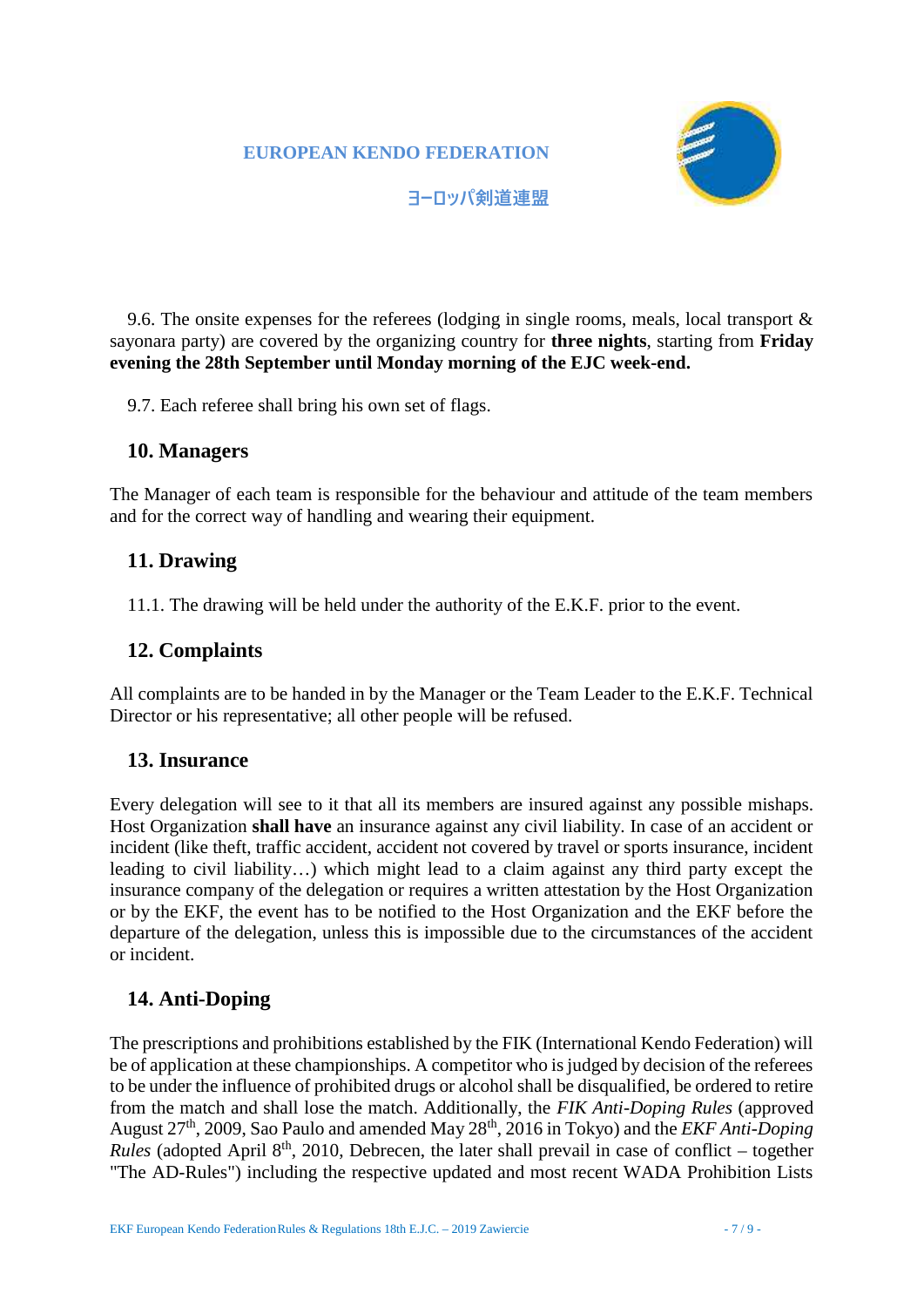9.6. The onsite expenses for the referees (lodging in single rooms, meals, local transport & sayonara party) are covered by the organizing country for **three nights**, starting from **Friday evening the 28th September until Monday morning of the EJC week-end.**

9.7. Each referee shall bring his own set of flags.

## 10. Managers

The Manager of each team is responsible for the behaviour and attitude of the team members and for the correct way of handling and wearing their equipment.

## 11. Drawing

11.1. The drawing will be held under the authority of the E.K.F. prior to the event.

## 12. Complaints

All complaints are to be handed in by the Manager or the Team Leader to the E.K.F. Technical Director or his representative; all other people will be refused.

## 13. Insurance

Every delegation will see to it that all its members are insured against any possible mishaps. Host Organization **shall have** an insurance against any civil liability. In case of an accident or incident (like theft, traffic accident, accident not covered by travel or sports insurance, incident leading to civil liability…) which might lead to a claim against any third party except the insurance company of the delegation or requires a written attestation by the Host Organization or by the EKF, the event has to be notified to the Host Organization and the EKF before the departure of the delegation, unless this is impossible due to the circumstances of the accident or incident.

## 14. Anti-Doping

The prescriptions and prohibitions established by the FIK (International Kendo Federation) will be of application at these championships. A competitor who is judged by decision of the referees to be under the influence of prohibited drugs or alcohol shall be disqualified, be ordered to retire from the match and shall lose the match. Additionally, the *FIK Anti-Doping Rules* (approved August 27th, 2009, Sao Paulo and amended May 28th, 2016 in Tokyo) and the *EKF Anti-Doping Rules* (adopted April 8th, 2010, Debrecen, the later shall prevail in case of conflict – together "The AD-Rules") including the respective updated and most recent WADA Prohibition Lists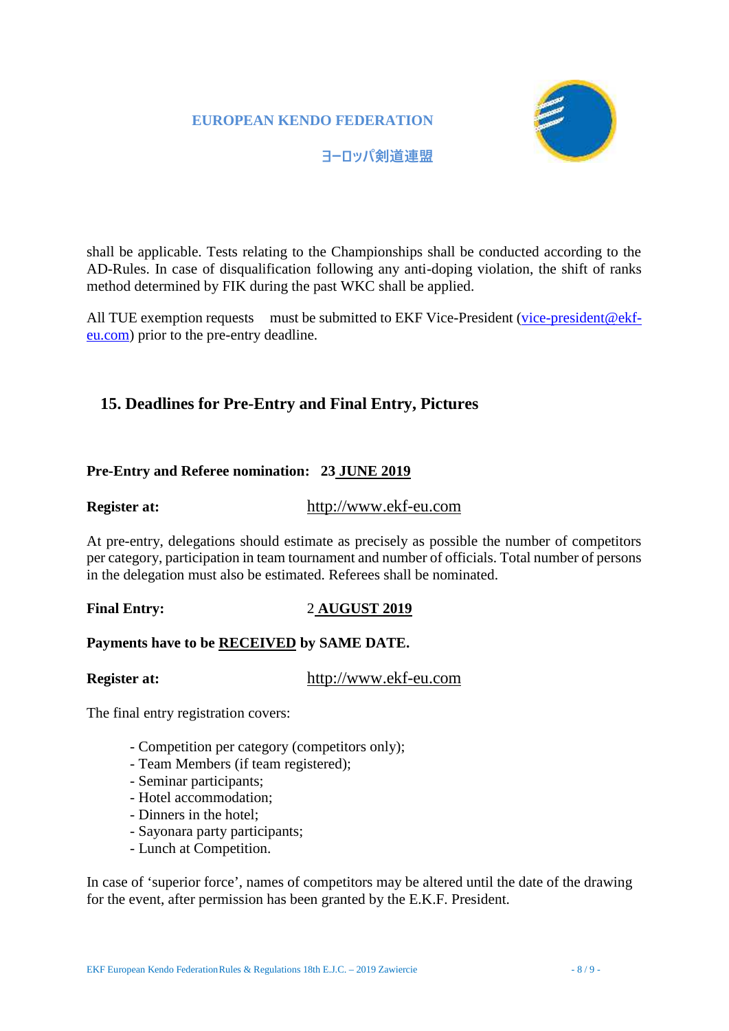shall be applicable. Tests relating to the Championships shall be conducted according to the AD-Rules. In case of disqualification following any anti-doping violation, the shift of ranks method determined by FIK during the past WKC shall be applied.

All TUE exemption requests must be submitted to EKF Vice-President (vice-president@ekf-eu.com) prior to the pre-entry deadline.

## 15. Deadlines for Pre-Entry and Final Entry, Pictures

**Pre-Entry and Referee nomination: 23 JUNE 2019**

**Register at:** http://www.ekf-eu.com

At pre-entry, delegations should estimate as precisely as possible the number of competitors per category, participation in team tournament and number of officials. Total number of persons in the delegation must also be estimated. Referees shall be nominated.

**Final Entry:** 2 **AUGUST 2019**

**Payments have to be RECEIVED by SAME DATE.**

**Register at:** http://www.ekf-eu.com

The final entry registration covers:

- Competition per category (competitors only);
- Team Members (if team registered);
- Seminar participants;
- Hotel accommodation;
- Dinners in the hotel;
- Sayonara party participants;
- Lunch at Competition.

In case of 'superior force', names of competitors may be altered until the date of the drawing for the event, after permission has been granted by the E.K.F. President.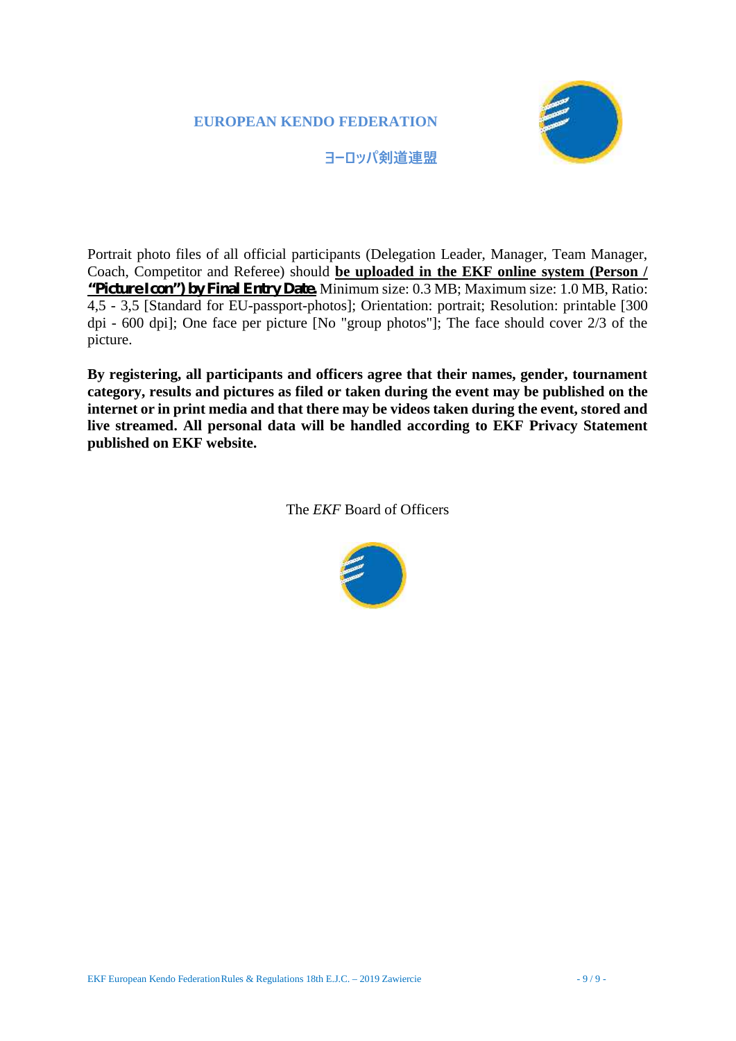Portrait photo files of all official participants (Delegation Leader, Manager, Team Manager, Coach, Competitor and Referee) should **be uploaded in the EKF online system (Person / "Picture Icon") by Final Entry Date.** Minimum size: 0.3 MB; Maximum size: 1.0 MB, Ratio: 4,5 - 3,5 [Standard for EU-passport-photos]; Orientation: portrait; Resolution: printable [300 dpi - 600 dpi]; One face per picture [No "group photos"]; The face should cover 2/3 of the picture.

**By registering, all participants and officers agree that their names, gender, tournament category, results and pictures as filed or taken during the event may be published on the internet or in print media and that there may be videos taken during the event, stored and live streamed. All personal data will be handled according to EKF Privacy Statement published on EKF website.**

The *EKF* Board of Officers